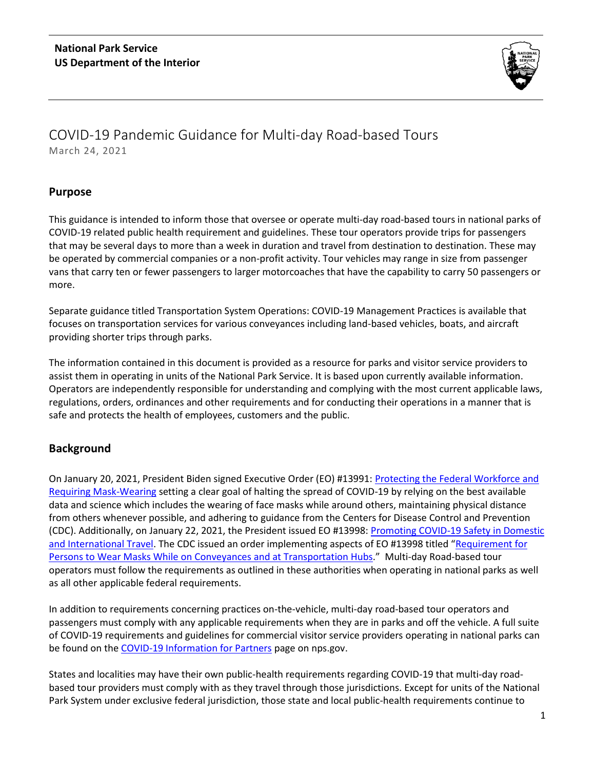**National Park Service**
**US Department of the Interior**

# COVID-19 Pandemic Guidance for Multi-day Road-based Tours

March 24, 2021

## Purpose

This guidance is intended to inform those that oversee or operate multi-day road-based tours in national parks of COVID-19 related public health requirement and guidelines. These tour operators provide trips for passengers that may be several days to more than a week in duration and travel from destination to destination. These may be operated by commercial companies or a non-profit activity. Tour vehicles may range in size from passenger vans that carry ten or fewer passengers to larger motorcoaches that have the capability to carry 50 passengers or more.

Separate guidance titled Transportation System Operations: COVID-19 Management Practices is available that focuses on transportation services for various conveyances including land-based vehicles, boats, and aircraft providing shorter trips through parks.

The information contained in this document is provided as a resource for parks and visitor service providers to assist them in operating in units of the National Park Service. It is based upon currently available information. Operators are independently responsible for understanding and complying with the most current applicable laws, regulations, orders, ordinances and other requirements and for conducting their operations in a manner that is safe and protects the health of employees, customers and the public.

## Background

On January 20, 2021, President Biden signed Executive Order (EO) #13991: Protecting the Federal Workforce and Requiring Mask-Wearing setting a clear goal of halting the spread of COVID-19 by relying on the best available data and science which includes the wearing of face masks while around others, maintaining physical distance from others whenever possible, and adhering to guidance from the Centers for Disease Control and Prevention (CDC). Additionally, on January 22, 2021, the President issued EO #13998: Promoting COVID-19 Safety in Domestic and International Travel. The CDC issued an order implementing aspects of EO #13998 titled "Requirement for Persons to Wear Masks While on Conveyances and at Transportation Hubs." Multi-day Road-based tour operators must follow the requirements as outlined in these authorities when operating in national parks as well as all other applicable federal requirements.

In addition to requirements concerning practices on-the-vehicle, multi-day road-based tour operators and passengers must comply with any applicable requirements when they are in parks and off the vehicle. A full suite of COVID-19 requirements and guidelines for commercial visitor service providers operating in national parks can be found on the COVID-19 Information for Partners page on nps.gov.

States and localities may have their own public-health requirements regarding COVID-19 that multi-day road-based tour providers must comply with as they travel through those jurisdictions. Except for units of the National Park System under exclusive federal jurisdiction, those state and local public-health requirements continue to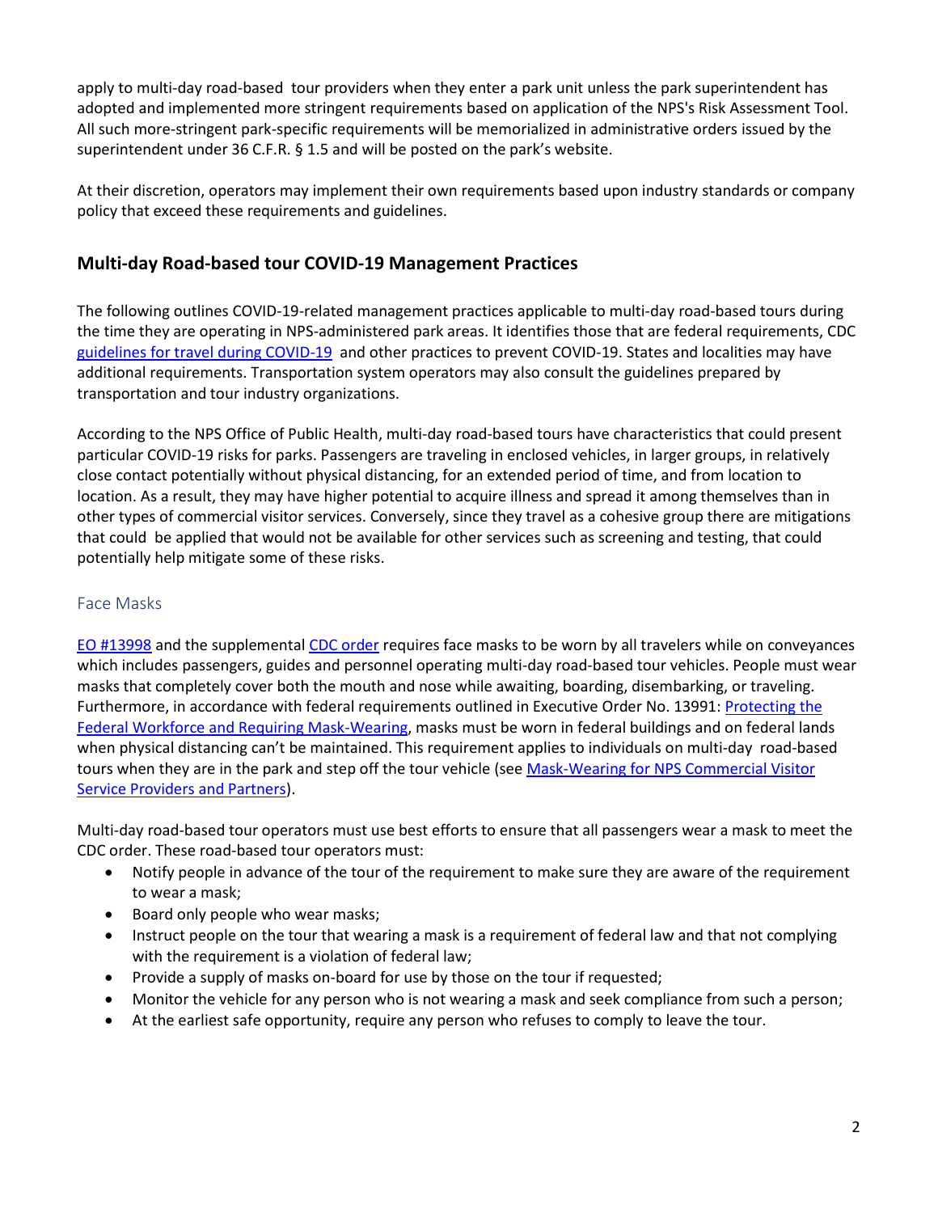apply to multi-day road-based tour providers when they enter a park unit unless the park superintendent has adopted and implemented more stringent requirements based on application of the NPS's Risk Assessment Tool. All such more-stringent park-specific requirements will be memorialized in administrative orders issued by the superintendent under 36 C.F.R. § 1.5 and will be posted on the park's website.

At their discretion, operators may implement their own requirements based upon industry standards or company policy that exceed these requirements and guidelines.

## Multi-day Road-based tour COVID-19 Management Practices

The following outlines COVID-19-related management practices applicable to multi-day road-based tours during the time they are operating in NPS-administered park areas. It identifies those that are federal requirements, CDC [guidelines for travel during COVID-19](#) and other practices to prevent COVID-19. States and localities may have additional requirements. Transportation system operators may also consult the guidelines prepared by transportation and tour industry organizations.

According to the NPS Office of Public Health, multi-day road-based tours have characteristics that could present particular COVID-19 risks for parks. Passengers are traveling in enclosed vehicles, in larger groups, in relatively close contact potentially without physical distancing, for an extended period of time, and from location to location. As a result, they may have higher potential to acquire illness and spread it among themselves than in other types of commercial visitor services. Conversely, since they travel as a cohesive group there are mitigations that could be applied that would not be available for other services such as screening and testing, that could potentially help mitigate some of these risks.

### Face Masks

[EO #13998](#) and the supplemental [CDC order](#) requires face masks to be worn by all travelers while on conveyances which includes passengers, guides and personnel operating multi-day road-based tour vehicles. People must wear masks that completely cover both the mouth and nose while awaiting, boarding, disembarking, or traveling. Furthermore, in accordance with federal requirements outlined in Executive Order No. 13991: [Protecting the Federal Workforce and Requiring Mask-Wearing](#), masks must be worn in federal buildings and on federal lands when physical distancing can't be maintained. This requirement applies to individuals on multi-day road-based tours when they are in the park and step off the tour vehicle (see [Mask-Wearing for NPS Commercial Visitor Service Providers and Partners](#)).

Multi-day road-based tour operators must use best efforts to ensure that all passengers wear a mask to meet the CDC order. These road-based tour operators must:

- Notify people in advance of the tour of the requirement to make sure they are aware of the requirement to wear a mask;
- Board only people who wear masks;
- Instruct people on the tour that wearing a mask is a requirement of federal law and that not complying with the requirement is a violation of federal law;
- Provide a supply of masks on-board for use by those on the tour if requested;
- Monitor the vehicle for any person who is not wearing a mask and seek compliance from such a person;
- At the earliest safe opportunity, require any person who refuses to comply to leave the tour.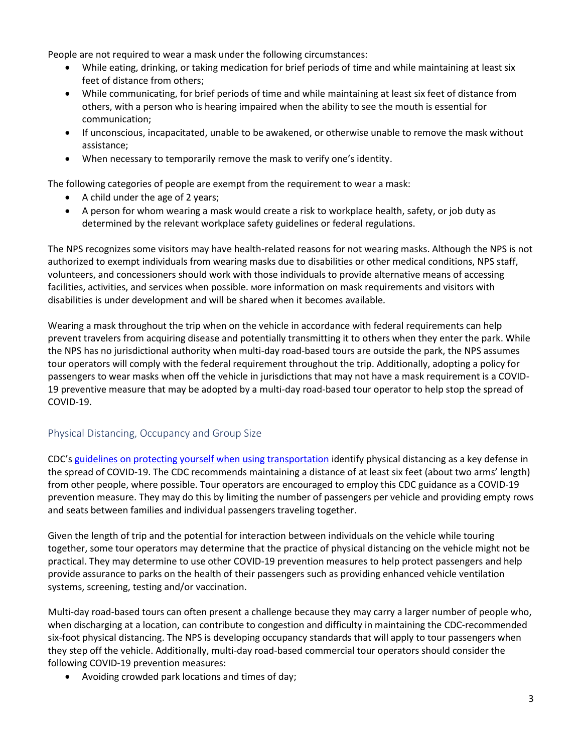People are not required to wear a mask under the following circumstances:

- While eating, drinking, or taking medication for brief periods of time and while maintaining at least six feet of distance from others;
- While communicating, for brief periods of time and while maintaining at least six feet of distance from others, with a person who is hearing impaired when the ability to see the mouth is essential for communication;
- If unconscious, incapacitated, unable to be awakened, or otherwise unable to remove the mask without assistance;
- When necessary to temporarily remove the mask to verify one's identity.

The following categories of people are exempt from the requirement to wear a mask:

- A child under the age of 2 years;
- A person for whom wearing a mask would create a risk to workplace health, safety, or job duty as determined by the relevant workplace safety guidelines or federal regulations.

The NPS recognizes some visitors may have health-related reasons for not wearing masks. Although the NPS is not authorized to exempt individuals from wearing masks due to disabilities or other medical conditions, NPS staff, volunteers, and concessioners should work with those individuals to provide alternative means of accessing facilities, activities, and services when possible. More information on mask requirements and visitors with disabilities is under development and will be shared when it becomes available.

Wearing a mask throughout the trip when on the vehicle in accordance with federal requirements can help prevent travelers from acquiring disease and potentially transmitting it to others when they enter the park. While the NPS has no jurisdictional authority when multi-day road-based tours are outside the park, the NPS assumes tour operators will comply with the federal requirement throughout the trip. Additionally, adopting a policy for passengers to wear masks when off the vehicle in jurisdictions that may not have a mask requirement is a COVID-19 preventive measure that may be adopted by a multi-day road-based tour operator to help stop the spread of COVID-19.

## Physical Distancing, Occupancy and Group Size

CDC's [guidelines on protecting yourself when using transportation] identify physical distancing as a key defense in the spread of COVID-19. The CDC recommends maintaining a distance of at least six feet (about two arms' length) from other people, where possible. Tour operators are encouraged to employ this CDC guidance as a COVID-19 prevention measure. They may do this by limiting the number of passengers per vehicle and providing empty rows and seats between families and individual passengers traveling together.

Given the length of trip and the potential for interaction between individuals on the vehicle while touring together, some tour operators may determine that the practice of physical distancing on the vehicle might not be practical. They may determine to use other COVID-19 prevention measures to help protect passengers and help provide assurance to parks on the health of their passengers such as providing enhanced vehicle ventilation systems, screening, testing and/or vaccination.

Multi-day road-based tours can often present a challenge because they may carry a larger number of people who, when discharging at a location, can contribute to congestion and difficulty in maintaining the CDC-recommended six-foot physical distancing. The NPS is developing occupancy standards that will apply to tour passengers when they step off the vehicle. Additionally, multi-day road-based commercial tour operators should consider the following COVID-19 prevention measures:

- Avoiding crowded park locations and times of day;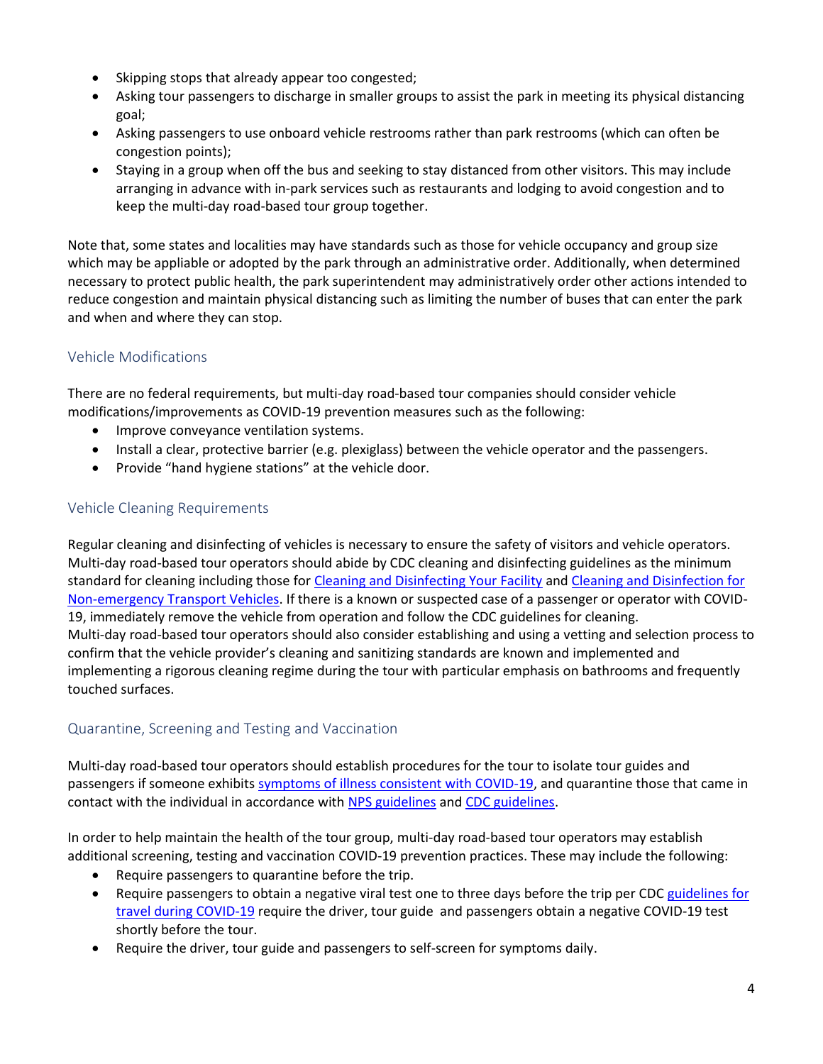- Skipping stops that already appear too congested;
- Asking tour passengers to discharge in smaller groups to assist the park in meeting its physical distancing goal;
- Asking passengers to use onboard vehicle restrooms rather than park restrooms (which can often be congestion points);
- Staying in a group when off the bus and seeking to stay distanced from other visitors. This may include arranging in advance with in-park services such as restaurants and lodging to avoid congestion and to keep the multi-day road-based tour group together.

Note that, some states and localities may have standards such as those for vehicle occupancy and group size which may be appliable or adopted by the park through an administrative order. Additionally, when determined necessary to protect public health, the park superintendent may administratively order other actions intended to reduce congestion and maintain physical distancing such as limiting the number of buses that can enter the park and when and where they can stop.

### Vehicle Modifications

There are no federal requirements, but multi-day road-based tour companies should consider vehicle modifications/improvements as COVID-19 prevention measures such as the following:

- Improve conveyance ventilation systems.
- Install a clear, protective barrier (e.g. plexiglass) between the vehicle operator and the passengers.
- Provide "hand hygiene stations" at the vehicle door.

### Vehicle Cleaning Requirements

Regular cleaning and disinfecting of vehicles is necessary to ensure the safety of visitors and vehicle operators. Multi-day road-based tour operators should abide by CDC cleaning and disinfecting guidelines as the minimum standard for cleaning including those for Cleaning and Disinfecting Your Facility and Cleaning and Disinfection for Non-emergency Transport Vehicles. If there is a known or suspected case of a passenger or operator with COVID-19, immediately remove the vehicle from operation and follow the CDC guidelines for cleaning.
Multi-day road-based tour operators should also consider establishing and using a vetting and selection process to confirm that the vehicle provider's cleaning and sanitizing standards are known and implemented and implementing a rigorous cleaning regime during the tour with particular emphasis on bathrooms and frequently touched surfaces.

### Quarantine, Screening and Testing and Vaccination

Multi-day road-based tour operators should establish procedures for the tour to isolate tour guides and passengers if someone exhibits symptoms of illness consistent with COVID-19, and quarantine those that came in contact with the individual in accordance with NPS guidelines and CDC guidelines.

In order to help maintain the health of the tour group, multi-day road-based tour operators may establish additional screening, testing and vaccination COVID-19 prevention practices. These may include the following:

- Require passengers to quarantine before the trip.
- Require passengers to obtain a negative viral test one to three days before the trip per CDC guidelines for travel during COVID-19 require the driver, tour guide and passengers obtain a negative COVID-19 test shortly before the tour.
- Require the driver, tour guide and passengers to self-screen for symptoms daily.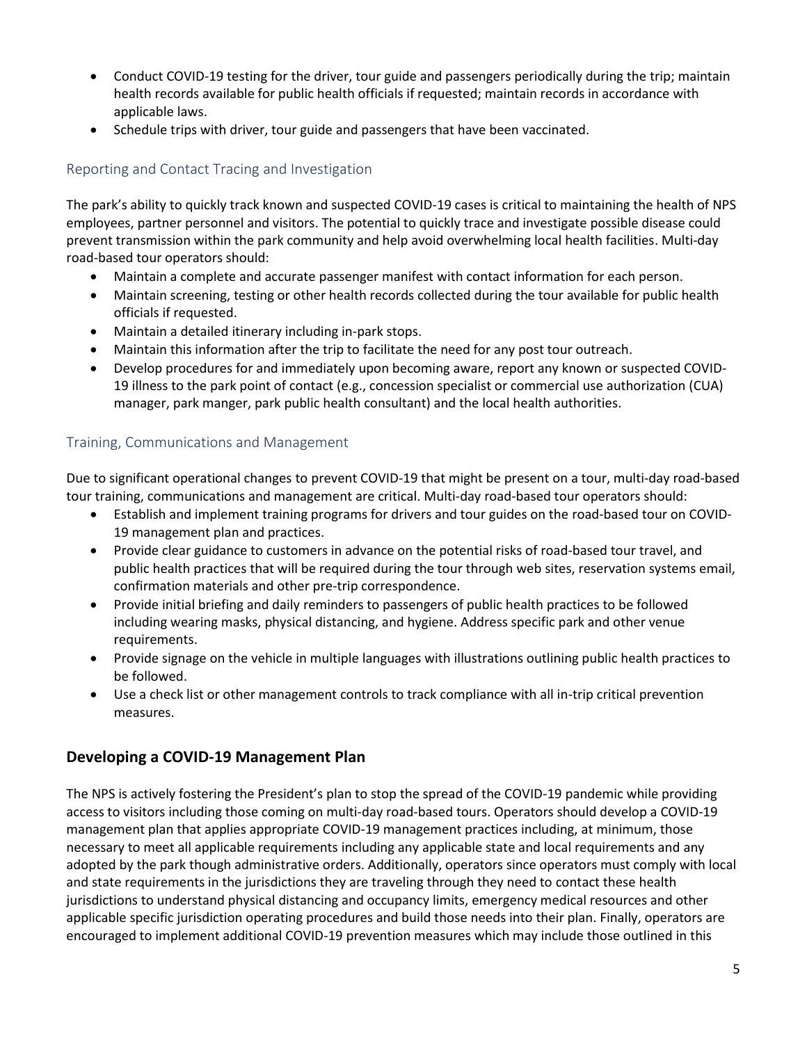- Conduct COVID-19 testing for the driver, tour guide and passengers periodically during the trip; maintain health records available for public health officials if requested; maintain records in accordance with applicable laws.
- Schedule trips with driver, tour guide and passengers that have been vaccinated.

### Reporting and Contact Tracing and Investigation

The park's ability to quickly track known and suspected COVID-19 cases is critical to maintaining the health of NPS employees, partner personnel and visitors. The potential to quickly trace and investigate possible disease could prevent transmission within the park community and help avoid overwhelming local health facilities. Multi-day road-based tour operators should:

- Maintain a complete and accurate passenger manifest with contact information for each person.
- Maintain screening, testing or other health records collected during the tour available for public health officials if requested.
- Maintain a detailed itinerary including in-park stops.
- Maintain this information after the trip to facilitate the need for any post tour outreach.
- Develop procedures for and immediately upon becoming aware, report any known or suspected COVID-19 illness to the park point of contact (e.g., concession specialist or commercial use authorization (CUA) manager, park manger, park public health consultant) and the local health authorities.

### Training, Communications and Management

Due to significant operational changes to prevent COVID-19 that might be present on a tour, multi-day road-based tour training, communications and management are critical. Multi-day road-based tour operators should:

- Establish and implement training programs for drivers and tour guides on the road-based tour on COVID-19 management plan and practices.
- Provide clear guidance to customers in advance on the potential risks of road-based tour travel, and public health practices that will be required during the tour through web sites, reservation systems email, confirmation materials and other pre-trip correspondence.
- Provide initial briefing and daily reminders to passengers of public health practices to be followed including wearing masks, physical distancing, and hygiene. Address specific park and other venue requirements.
- Provide signage on the vehicle in multiple languages with illustrations outlining public health practices to be followed.
- Use a check list or other management controls to track compliance with all in-trip critical prevention measures.

## Developing a COVID-19 Management Plan

The NPS is actively fostering the President's plan to stop the spread of the COVID-19 pandemic while providing access to visitors including those coming on multi-day road-based tours. Operators should develop a COVID-19 management plan that applies appropriate COVID-19 management practices including, at minimum, those necessary to meet all applicable requirements including any applicable state and local requirements and any adopted by the park though administrative orders. Additionally, operators since operators must comply with local and state requirements in the jurisdictions they are traveling through they need to contact these health jurisdictions to understand physical distancing and occupancy limits, emergency medical resources and other applicable specific jurisdiction operating procedures and build those needs into their plan. Finally, operators are encouraged to implement additional COVID-19 prevention measures which may include those outlined in this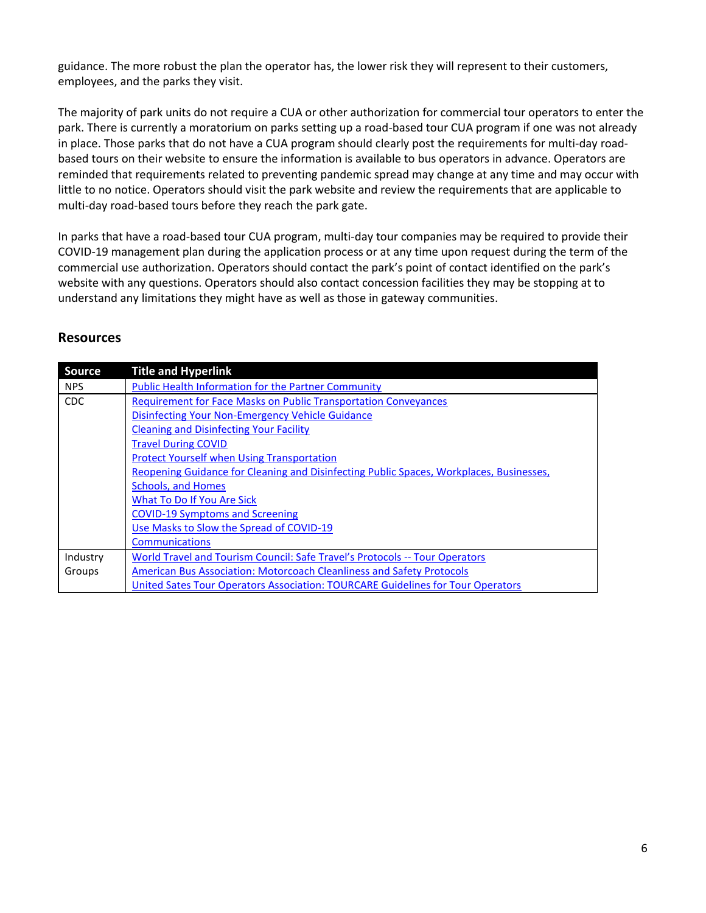guidance. The more robust the plan the operator has, the lower risk they will represent to their customers, employees, and the parks they visit.

The majority of park units do not require a CUA or other authorization for commercial tour operators to enter the park. There is currently a moratorium on parks setting up a road-based tour CUA program if one was not already in place. Those parks that do not have a CUA program should clearly post the requirements for multi-day road-based tours on their website to ensure the information is available to bus operators in advance. Operators are reminded that requirements related to preventing pandemic spread may change at any time and may occur with little to no notice. Operators should visit the park website and review the requirements that are applicable to multi-day road-based tours before they reach the park gate.

In parks that have a road-based tour CUA program, multi-day tour companies may be required to provide their COVID-19 management plan during the application process or at any time upon request during the term of the commercial use authorization. Operators should contact the park's point of contact identified on the park's website with any questions. Operators should also contact concession facilities they may be stopping at to understand any limitations they might have as well as those in gateway communities.

## Resources

| Source | Title and Hyperlink |
|---|---|
| NPS | Public Health Information for the Partner Community |
| CDC | Requirement for Face Masks on Public Transportation Conveyances<br>Disinfecting Your Non-Emergency Vehicle Guidance<br>Cleaning and Disinfecting Your Facility<br>Travel During COVID<br>Protect Yourself when Using Transportation<br>Reopening Guidance for Cleaning and Disinfecting Public Spaces, Workplaces, Businesses, Schools, and Homes<br>What To Do If You Are Sick<br>COVID-19 Symptoms and Screening<br>Use Masks to Slow the Spread of COVID-19<br>Communications |
| Industry Groups | World Travel and Tourism Council: Safe Travel's Protocols -- Tour Operators<br>American Bus Association: Motorcoach Cleanliness and Safety Protocols<br>United Sates Tour Operators Association: TOURCARE Guidelines for Tour Operators |